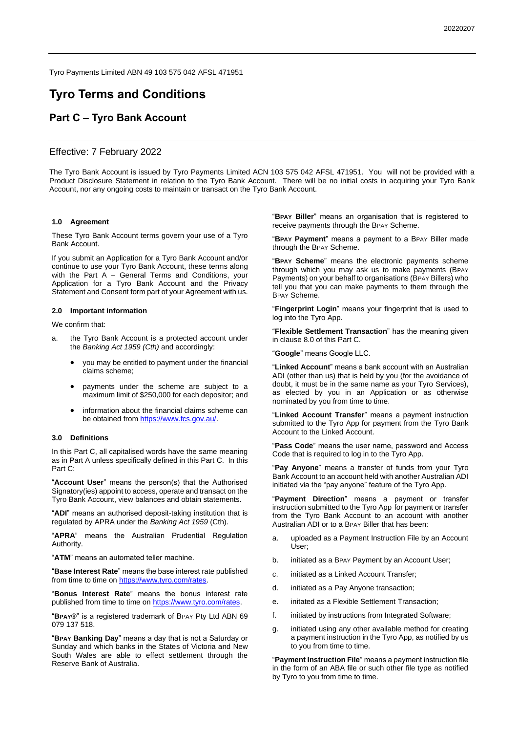Tyro Payments Limited ABN 49 103 575 042 AFSL 471951

# Tyro Terms and Conditions

## Part C – Tyro Bank Account

Effective: 7 February 2022

The Tyro Bank Account is issued by Tyro Payments Limited ACN 103 575 042 AFSL 471951. You will not be provided with a Product Disclosure Statement in relation to the Tyro Bank Account. There will be no initial costs in acquiring your Tyro Bank Account, nor any ongoing costs to maintain or transact on the Tyro Bank Account.

### 1.0 Agreement

These Tyro Bank Account terms govern your use of a Tyro Bank Account.

If you submit an Application for a Tyro Bank Account and/or continue to use your Tyro Bank Account, these terms along with the Part A – General Terms and Conditions, your Application for a Tyro Bank Account and the Privacy Statement and Consent form part of your Agreement with us.

### 2.0 Important information

We confirm that:

a. the Tyro Bank Account is a protected account under the *Banking Act 1959 (Cth)* and accordingly:

- you may be entitled to payment under the financial claims scheme;
- payments under the scheme are subject to a maximum limit of $250,000 for each depositor; and
- information about the financial claims scheme can be obtained from https://www.fcs.gov.au/.

### 3.0 Definitions

In this Part C, all capitalised words have the same meaning as in Part A unless specifically defined in this Part C. In this Part C:

"**Account User**" means the person(s) that the Authorised Signatory(ies) appoint to access, operate and transact on the Tyro Bank Account, view balances and obtain statements.

"**ADI**" means an authorised deposit-taking institution that is regulated by APRA under the *Banking Act 1959* (Cth).

"**APRA**" means the Australian Prudential Regulation Authority.

"**ATM**" means an automated teller machine.

"**Base Interest Rate**" means the base interest rate published from time to time on https://www.tyro.com/rates.

"**Bonus Interest Rate**" means the bonus interest rate published from time to time on https://www.tyro.com/rates.

"**BPAY®**" is a registered trademark of BPAY Pty Ltd ABN 69 079 137 518.

"**BPAY Banking Day**" means a day that is not a Saturday or Sunday and which banks in the States of Victoria and New South Wales are able to effect settlement through the Reserve Bank of Australia.

"**BPAY Biller**" means an organisation that is registered to receive payments through the BPAY Scheme.

"**BPAY Payment**" means a payment to a BPAY Biller made through the BPAY Scheme.

"**BPAY Scheme**" means the electronic payments scheme through which you may ask us to make payments (BPAY Payments) on your behalf to organisations (BPAY Billers) who tell you that you can make payments to them through the BPAY Scheme.

"**Fingerprint Login**" means your fingerprint that is used to log into the Tyro App.

"**Flexible Settlement Transaction**" has the meaning given in clause 8.0 of this Part C.

"**Google**" means Google LLC.

"**Linked Account**" means a bank account with an Australian ADI (other than us) that is held by you (for the avoidance of doubt, it must be in the same name as your Tyro Services), as elected by you in an Application or as otherwise nominated by you from time to time.

"**Linked Account Transfer**" means a payment instruction submitted to the Tyro App for payment from the Tyro Bank Account to the Linked Account.

"**Pass Code**" means the user name, password and Access Code that is required to log in to the Tyro App.

"**Pay Anyone**" means a transfer of funds from your Tyro Bank Account to an account held with another Australian ADI initiated via the "pay anyone" feature of the Tyro App.

"**Payment Direction**" means a payment or transfer instruction submitted to the Tyro App for payment or transfer from the Tyro Bank Account to an account with another Australian ADI or to a BPAY Biller that has been:

a. uploaded as a Payment Instruction File by an Account User;
b. initiated as a BPAY Payment by an Account User;
c. initiated as a Linked Account Transfer;
d. initiated as a Pay Anyone transaction;
e. initated as a Flexible Settlement Transaction;
f. initiated by instructions from Integrated Software;
g. initiated using any other available method for creating a payment instruction in the Tyro App, as notified by us to you from time to time.

"**Payment Instruction File**" means a payment instruction file in the form of an ABA file or such other file type as notified by Tyro to you from time to time.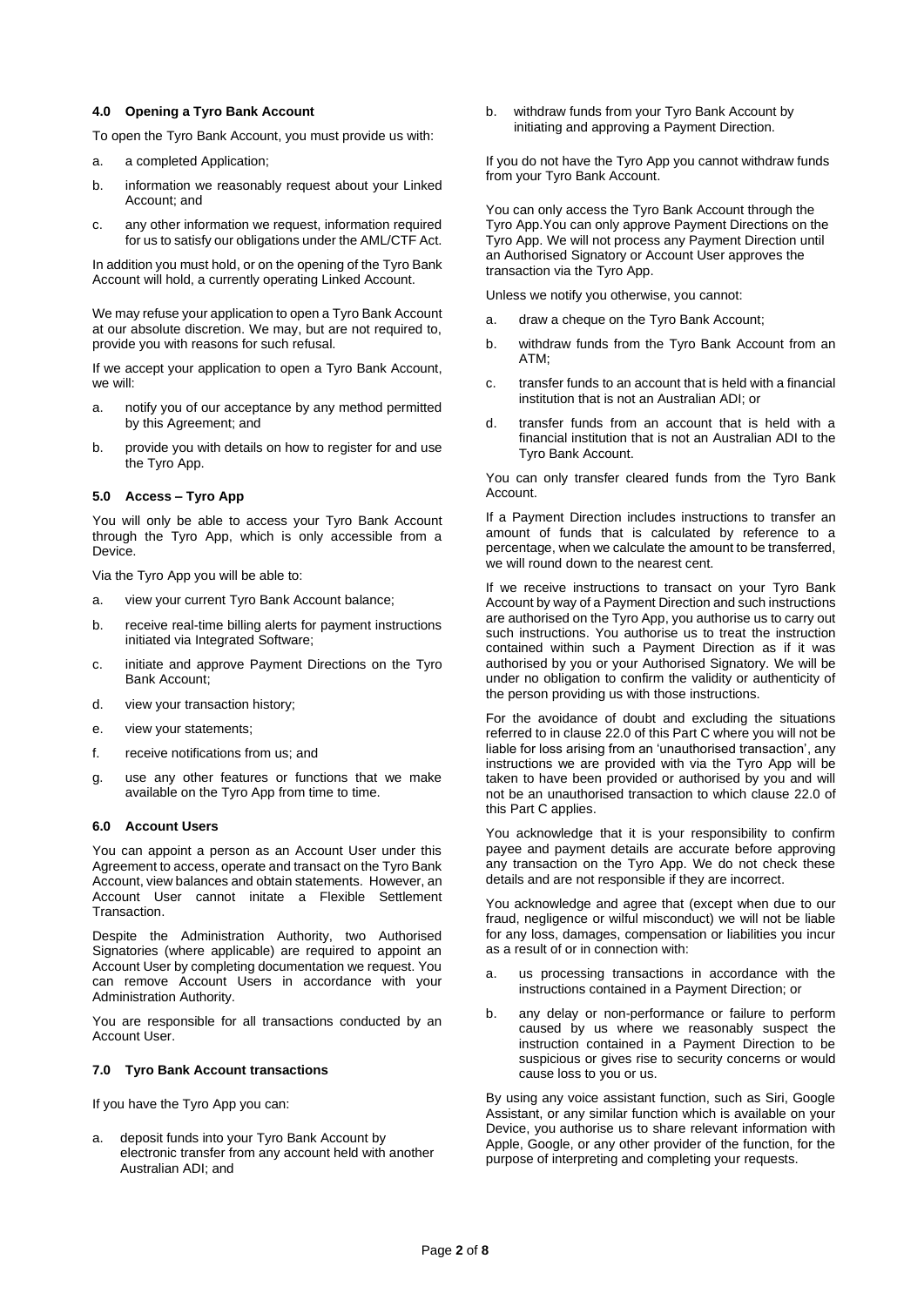### 4.0 Opening a Tyro Bank Account

To open the Tyro Bank Account, you must provide us with:

a. a completed Application;

b. information we reasonably request about your Linked Account; and

c. any other information we request, information required for us to satisfy our obligations under the AML/CTF Act.

In addition you must hold, or on the opening of the Tyro Bank Account will hold, a currently operating Linked Account.

We may refuse your application to open a Tyro Bank Account at our absolute discretion. We may, but are not required to, provide you with reasons for such refusal.

If we accept your application to open a Tyro Bank Account, we will:

a. notify you of our acceptance by any method permitted by this Agreement; and

b. provide you with details on how to register for and use the Tyro App.

### 5.0 Access – Tyro App

You will only be able to access your Tyro Bank Account through the Tyro App, which is only accessible from a Device.

Via the Tyro App you will be able to:

a. view your current Tyro Bank Account balance;

b. receive real-time billing alerts for payment instructions initiated via Integrated Software;

c. initiate and approve Payment Directions on the Tyro Bank Account;

d. view your transaction history;

e. view your statements;

f. receive notifications from us; and

g. use any other features or functions that we make available on the Tyro App from time to time.

### 6.0 Account Users

You can appoint a person as an Account User under this Agreement to access, operate and transact on the Tyro Bank Account, view balances and obtain statements. However, an Account User cannot initate a Flexible Settlement Transaction.

Despite the Administration Authority, two Authorised Signatories (where applicable) are required to appoint an Account User by completing documentation we request. You can remove Account Users in accordance with your Administration Authority.

You are responsible for all transactions conducted by an Account User.

### 7.0 Tyro Bank Account transactions

If you have the Tyro App you can:

a. deposit funds into your Tyro Bank Account by electronic transfer from any account held with another Australian ADI; and

b. withdraw funds from your Tyro Bank Account by initiating and approving a Payment Direction.

If you do not have the Tyro App you cannot withdraw funds from your Tyro Bank Account.

You can only access the Tyro Bank Account through the Tyro App.You can only approve Payment Directions on the Tyro App. We will not process any Payment Direction until an Authorised Signatory or Account User approves the transaction via the Tyro App.

Unless we notify you otherwise, you cannot:

a. draw a cheque on the Tyro Bank Account;

b. withdraw funds from the Tyro Bank Account from an ATM;

c. transfer funds to an account that is held with a financial institution that is not an Australian ADI; or

d. transfer funds from an account that is held with a financial institution that is not an Australian ADI to the Tyro Bank Account.

You can only transfer cleared funds from the Tyro Bank Account.

If a Payment Direction includes instructions to transfer an amount of funds that is calculated by reference to a percentage, when we calculate the amount to be transferred, we will round down to the nearest cent.

If we receive instructions to transact on your Tyro Bank Account by way of a Payment Direction and such instructions are authorised on the Tyro App, you authorise us to carry out such instructions. You authorise us to treat the instruction contained within such a Payment Direction as if it was authorised by you or your Authorised Signatory. We will be under no obligation to confirm the validity or authenticity of the person providing us with those instructions.

For the avoidance of doubt and excluding the situations referred to in clause 22.0 of this Part C where you will not be liable for loss arising from an 'unauthorised transaction', any instructions we are provided with via the Tyro App will be taken to have been provided or authorised by you and will not be an unauthorised transaction to which clause 22.0 of this Part C applies.

You acknowledge that it is your responsibility to confirm payee and payment details are accurate before approving any transaction on the Tyro App. We do not check these details and are not responsible if they are incorrect.

You acknowledge and agree that (except when due to our fraud, negligence or wilful misconduct) we will not be liable for any loss, damages, compensation or liabilities you incur as a result of or in connection with:

a. us processing transactions in accordance with the instructions contained in a Payment Direction; or

b. any delay or non-performance or failure to perform caused by us where we reasonably suspect the instruction contained in a Payment Direction to be suspicious or gives rise to security concerns or would cause loss to you or us.

By using any voice assistant function, such as Siri, Google Assistant, or any similar function which is available on your Device, you authorise us to share relevant information with Apple, Google, or any other provider of the function, for the purpose of interpreting and completing your requests.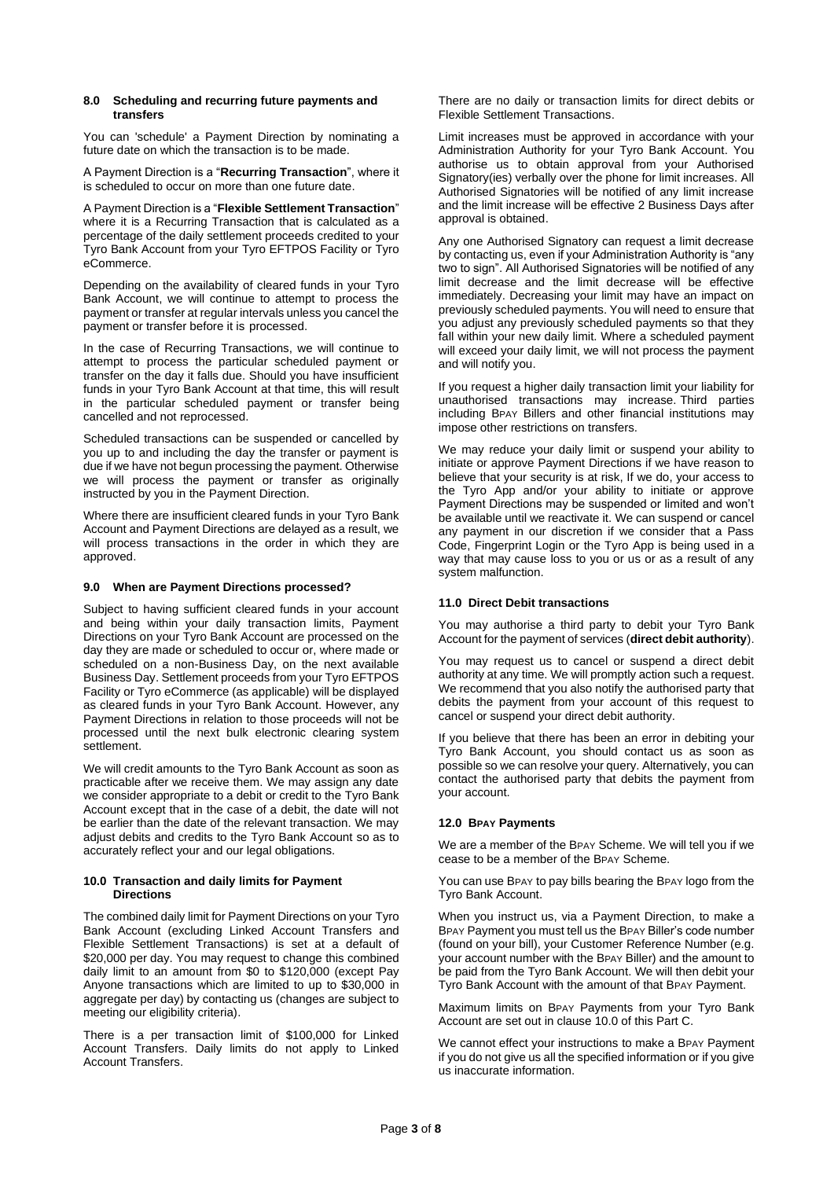## 8.0 Scheduling and recurring future payments and transfers

You can 'schedule' a Payment Direction by nominating a future date on which the transaction is to be made.

A Payment Direction is a "**Recurring Transaction**", where it is scheduled to occur on more than one future date.

A Payment Direction is a "**Flexible Settlement Transaction**" where it is a Recurring Transaction that is calculated as a percentage of the daily settlement proceeds credited to your Tyro Bank Account from your Tyro EFTPOS Facility or Tyro eCommerce.

Depending on the availability of cleared funds in your Tyro Bank Account, we will continue to attempt to process the payment or transfer at regular intervals unless you cancel the payment or transfer before it is processed.

In the case of Recurring Transactions, we will continue to attempt to process the particular scheduled payment or transfer on the day it falls due. Should you have insufficient funds in your Tyro Bank Account at that time, this will result in the particular scheduled payment or transfer being cancelled and not reprocessed.

Scheduled transactions can be suspended or cancelled by you up to and including the day the transfer or payment is due if we have not begun processing the payment. Otherwise we will process the payment or transfer as originally instructed by you in the Payment Direction.

Where there are insufficient cleared funds in your Tyro Bank Account and Payment Directions are delayed as a result, we will process transactions in the order in which they are approved.

## 9.0 When are Payment Directions processed?

Subject to having sufficient cleared funds in your account and being within your daily transaction limits, Payment Directions on your Tyro Bank Account are processed on the day they are made or scheduled to occur or, where made or scheduled on a non-Business Day, on the next available Business Day. Settlement proceeds from your Tyro EFTPOS Facility or Tyro eCommerce (as applicable) will be displayed as cleared funds in your Tyro Bank Account. However, any Payment Directions in relation to those proceeds will not be processed until the next bulk electronic clearing system settlement.

We will credit amounts to the Tyro Bank Account as soon as practicable after we receive them. We may assign any date we consider appropriate to a debit or credit to the Tyro Bank Account except that in the case of a debit, the date will not be earlier than the date of the relevant transaction. We may adjust debits and credits to the Tyro Bank Account so as to accurately reflect your and our legal obligations.

## 10.0 Transaction and daily limits for Payment Directions

The combined daily limit for Payment Directions on your Tyro Bank Account (excluding Linked Account Transfers and Flexible Settlement Transactions) is set at a default of $20,000 per day. You may request to change this combined daily limit to an amount from $0 to $120,000 (except Pay Anyone transactions which are limited to up to $30,000 in aggregate per day) by contacting us (changes are subject to meeting our eligibility criteria).

There is a per transaction limit of $100,000 for Linked Account Transfers. Daily limits do not apply to Linked Account Transfers.

There are no daily or transaction limits for direct debits or Flexible Settlement Transactions.

Limit increases must be approved in accordance with your Administration Authority for your Tyro Bank Account. You authorise us to obtain approval from your Authorised Signatory(ies) verbally over the phone for limit increases. All Authorised Signatories will be notified of any limit increase and the limit increase will be effective 2 Business Days after approval is obtained.

Any one Authorised Signatory can request a limit decrease by contacting us, even if your Administration Authority is "any two to sign". All Authorised Signatories will be notified of any limit decrease and the limit decrease will be effective immediately. Decreasing your limit may have an impact on previously scheduled payments. You will need to ensure that you adjust any previously scheduled payments so that they fall within your new daily limit. Where a scheduled payment will exceed your daily limit, we will not process the payment and will notify you.

If you request a higher daily transaction limit your liability for unauthorised transactions may increase. Third parties including BPAY Billers and other financial institutions may impose other restrictions on transfers.

We may reduce your daily limit or suspend your ability to initiate or approve Payment Directions if we have reason to believe that your security is at risk, If we do, your access to the Tyro App and/or your ability to initiate or approve Payment Directions may be suspended or limited and won't be available until we reactivate it. We can suspend or cancel any payment in our discretion if we consider that a Pass Code, Fingerprint Login or the Tyro App is being used in a way that may cause loss to you or us or as a result of any system malfunction.

## 11.0 Direct Debit transactions

You may authorise a third party to debit your Tyro Bank Account for the payment of services (**direct debit authority**).

You may request us to cancel or suspend a direct debit authority at any time. We will promptly action such a request. We recommend that you also notify the authorised party that debits the payment from your account of this request to cancel or suspend your direct debit authority.

If you believe that there has been an error in debiting your Tyro Bank Account, you should contact us as soon as possible so we can resolve your query. Alternatively, you can contact the authorised party that debits the payment from your account.

## 12.0 BPAY Payments

We are a member of the BPAY Scheme. We will tell you if we cease to be a member of the BPAY Scheme.

You can use BPAY to pay bills bearing the BPAY logo from the Tyro Bank Account.

When you instruct us, via a Payment Direction, to make a BPAY Payment you must tell us the BPAY Biller's code number (found on your bill), your Customer Reference Number (e.g. your account number with the BPAY Biller) and the amount to be paid from the Tyro Bank Account. We will then debit your Tyro Bank Account with the amount of that BPAY Payment.

Maximum limits on BPAY Payments from your Tyro Bank Account are set out in clause 10.0 of this Part C.

We cannot effect your instructions to make a BPAY Payment if you do not give us all the specified information or if you give us inaccurate information.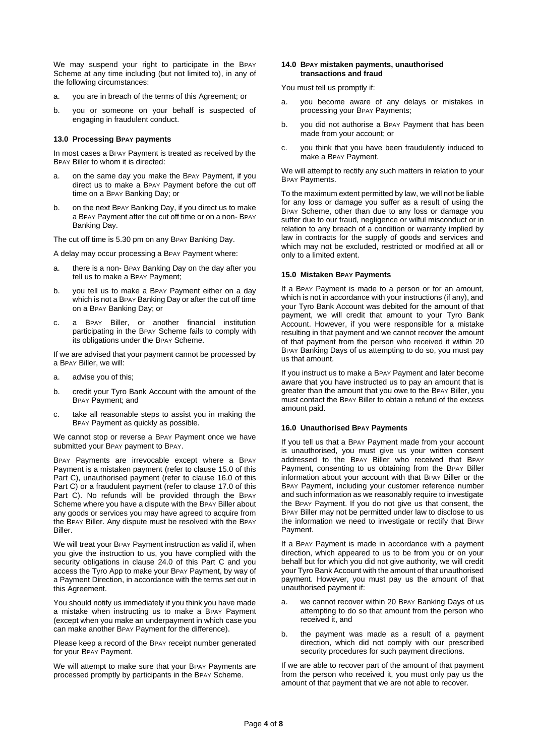We may suspend your right to participate in the BPAY Scheme at any time including (but not limited to), in any of the following circumstances:

a. you are in breach of the terms of this Agreement; or

b. you or someone on your behalf is suspected of engaging in fraudulent conduct.

#### 13.0 Processing BPAY payments

In most cases a BPAY Payment is treated as received by the BPAY Biller to whom it is directed:

a. on the same day you make the BPAY Payment, if you direct us to make a BPAY Payment before the cut off time on a BPAY Banking Day; or

b. on the next BPAY Banking Day, if you direct us to make a BPAY Payment after the cut off time or on a non- BPAY Banking Day.

The cut off time is 5.30 pm on any BPAY Banking Day.

A delay may occur processing a BPAY Payment where:

a. there is a non- BPAY Banking Day on the day after you tell us to make a BPAY Payment;

b. you tell us to make a BPAY Payment either on a day which is not a BPAY Banking Day or after the cut off time on a BPAY Banking Day; or

c. a BPAY Biller, or another financial institution participating in the BPAY Scheme fails to comply with its obligations under the BPAY Scheme.

If we are advised that your payment cannot be processed by a BPAY Biller, we will:

a. advise you of this;

b. credit your Tyro Bank Account with the amount of the BPAY Payment; and

c. take all reasonable steps to assist you in making the BPAY Payment as quickly as possible.

We cannot stop or reverse a BPAY Payment once we have submitted your BPAY payment to BPAY.

BPAY Payments are irrevocable except where a BPAY Payment is a mistaken payment (refer to clause 15.0 of this Part C), unauthorised payment (refer to clause 16.0 of this Part C) or a fraudulent payment (refer to clause 17.0 of this Part C). No refunds will be provided through the BPAY Scheme where you have a dispute with the BPAY Biller about any goods or services you may have agreed to acquire from the BPAY Biller. Any dispute must be resolved with the BPAY Biller.

We will treat your BPAY Payment instruction as valid if, when you give the instruction to us, you have complied with the security obligations in clause 24.0 of this Part C and you access the Tyro App to make your BPAY Payment, by way of a Payment Direction, in accordance with the terms set out in this Agreement.

You should notify us immediately if you think you have made a mistake when instructing us to make a BPAY Payment (except when you make an underpayment in which case you can make another BPAY Payment for the difference).

Please keep a record of the BPAY receipt number generated for your BPAY Payment.

We will attempt to make sure that your BPAY Payments are processed promptly by participants in the BPAY Scheme.

#### 14.0 BPAY mistaken payments, unauthorised transactions and fraud

You must tell us promptly if:

a. you become aware of any delays or mistakes in processing your BPAY Payments;

b. you did not authorise a BPAY Payment that has been made from your account; or

c. you think that you have been fraudulently induced to make a BPAY Payment.

We will attempt to rectify any such matters in relation to your BPAY Payments.

To the maximum extent permitted by law, we will not be liable for any loss or damage you suffer as a result of using the BPAY Scheme, other than due to any loss or damage you suffer due to our fraud, negligence or wilful misconduct or in relation to any breach of a condition or warranty implied by law in contracts for the supply of goods and services and which may not be excluded, restricted or modified at all or only to a limited extent.

#### 15.0 Mistaken BPAY Payments

If a BPAY Payment is made to a person or for an amount, which is not in accordance with your instructions (if any), and your Tyro Bank Account was debited for the amount of that payment, we will credit that amount to your Tyro Bank Account. However, if you were responsible for a mistake resulting in that payment and we cannot recover the amount of that payment from the person who received it within 20 BPAY Banking Days of us attempting to do so, you must pay us that amount.

If you instruct us to make a BPAY Payment and later become aware that you have instructed us to pay an amount that is greater than the amount that you owe to the BPAY Biller, you must contact the BPAY Biller to obtain a refund of the excess amount paid.

#### 16.0 Unauthorised BPAY Payments

If you tell us that a BPAY Payment made from your account is unauthorised, you must give us your written consent addressed to the BPAY Biller who received that BPAY Payment, consenting to us obtaining from the BPAY Biller information about your account with that BPAY Biller or the BPAY Payment, including your customer reference number and such information as we reasonably require to investigate the BPAY Payment. If you do not give us that consent, the BPAY Biller may not be permitted under law to disclose to us the information we need to investigate or rectify that BPAY Payment.

If a BPAY Payment is made in accordance with a payment direction, which appeared to us to be from you or on your behalf but for which you did not give authority, we will credit your Tyro Bank Account with the amount of that unauthorised payment. However, you must pay us the amount of that unauthorised payment if:

a. we cannot recover within 20 BPAY Banking Days of us attempting to do so that amount from the person who received it, and

b. the payment was made as a result of a payment direction, which did not comply with our prescribed security procedures for such payment directions.

If we are able to recover part of the amount of that payment from the person who received it, you must only pay us the amount of that payment that we are not able to recover.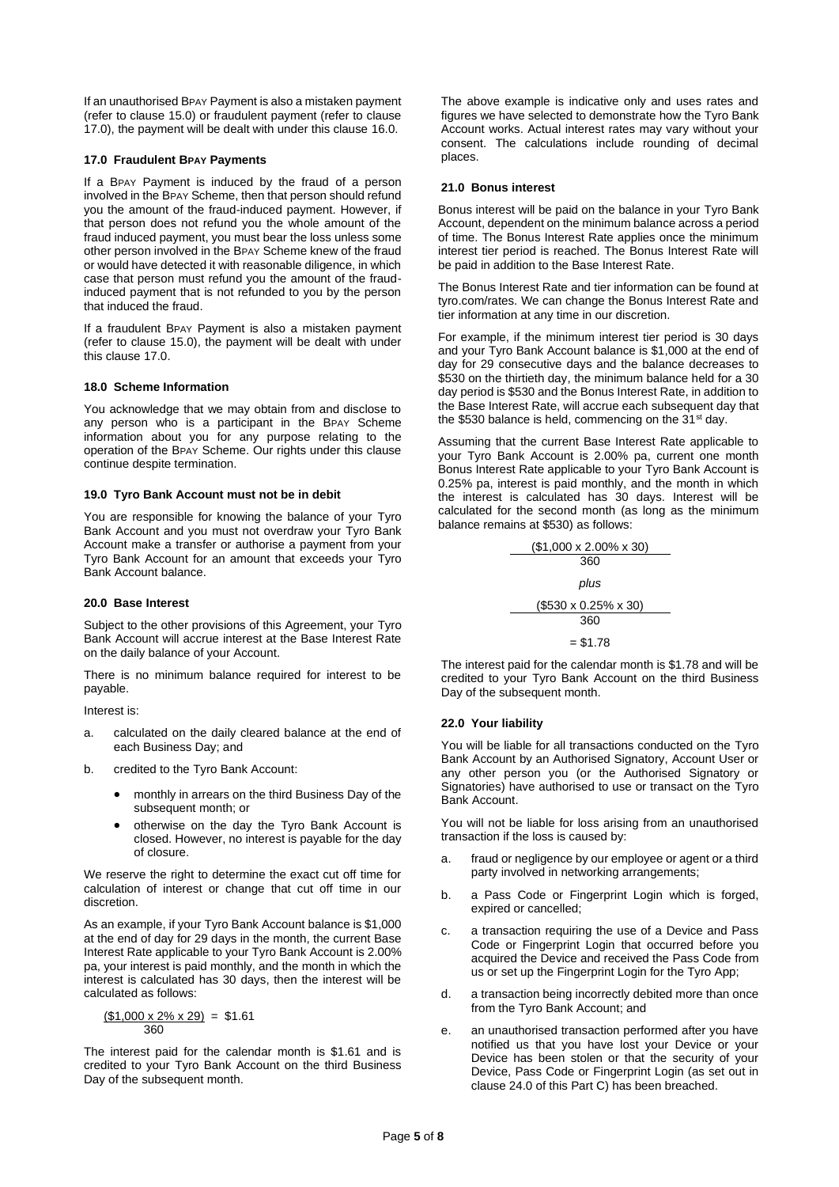If an unauthorised BPAY Payment is also a mistaken payment (refer to clause 15.0) or fraudulent payment (refer to clause 17.0), the payment will be dealt with under this clause 16.0.

### 17.0 Fraudulent BPAY Payments

If a BPAY Payment is induced by the fraud of a person involved in the BPAY Scheme, then that person should refund you the amount of the fraud-induced payment. However, if that person does not refund you the whole amount of the fraud induced payment, you must bear the loss unless some other person involved in the BPAY Scheme knew of the fraud or would have detected it with reasonable diligence, in which case that person must refund you the amount of the fraud-induced payment that is not refunded to you by the person that induced the fraud.

If a fraudulent BPAY Payment is also a mistaken payment (refer to clause 15.0), the payment will be dealt with under this clause 17.0.

### 18.0 Scheme Information

You acknowledge that we may obtain from and disclose to any person who is a participant in the BPAY Scheme information about you for any purpose relating to the operation of the BPAY Scheme. Our rights under this clause continue despite termination.

### 19.0 Tyro Bank Account must not be in debit

You are responsible for knowing the balance of your Tyro Bank Account and you must not overdraw your Tyro Bank Account make a transfer or authorise a payment from your Tyro Bank Account for an amount that exceeds your Tyro Bank Account balance.

### 20.0 Base Interest

Subject to the other provisions of this Agreement, your Tyro Bank Account will accrue interest at the Base Interest Rate on the daily balance of your Account.

There is no minimum balance required for interest to be payable.

Interest is:

a. calculated on the daily cleared balance at the end of each Business Day; and

b. credited to the Tyro Bank Account:

   - monthly in arrears on the third Business Day of the subsequent month; or
   - otherwise on the day the Tyro Bank Account is closed. However, no interest is payable for the day of closure.

We reserve the right to determine the exact cut off time for calculation of interest or change that cut off time in our discretion.

As an example, if your Tyro Bank Account balance is $1,000 at the end of day for 29 days in the month, the current Base Interest Rate applicable to your Tyro Bank Account is 2.00% pa, your interest is paid monthly, and the month in which the interest is calculated has 30 days, then the interest will be calculated as follows:

$$\frac{(\$1{,}000 \times 2\% \times 29)}{360} = \$1.61$$

The interest paid for the calendar month is $1.61 and is credited to your Tyro Bank Account on the third Business Day of the subsequent month.

The above example is indicative only and uses rates and figures we have selected to demonstrate how the Tyro Bank Account works. Actual interest rates may vary without your consent. The calculations include rounding of decimal places.

### 21.0 Bonus interest

Bonus interest will be paid on the balance in your Tyro Bank Account, dependent on the minimum balance across a period of time. The Bonus Interest Rate applies once the minimum interest tier period is reached. The Bonus Interest Rate will be paid in addition to the Base Interest Rate.

The Bonus Interest Rate and tier information can be found at tyro.com/rates. We can change the Bonus Interest Rate and tier information at any time in our discretion.

For example, if the minimum interest tier period is 30 days and your Tyro Bank Account balance is $1,000 at the end of day for 29 consecutive days and the balance decreases to $530 on the thirtieth day, the minimum balance held for a 30 day period is $530 and the Bonus Interest Rate, in addition to the Base Interest Rate, will accrue each subsequent day that the $530 balance is held, commencing on the 31st day.

Assuming that the current Base Interest Rate applicable to your Tyro Bank Account is 2.00% pa, current one month Bonus Interest Rate applicable to your Tyro Bank Account is 0.25% pa, interest is paid monthly, and the month in which the interest is calculated has 30 days. Interest will be calculated for the second month (as long as the minimum balance remains at $530) as follows:

$$\frac{(\$1{,}000 \times 2.00\% \times 30)}{360}$$

*plus*

$$\frac{(\$530 \times 0.25\% \times 30)}{360}$$

$$= \$1.78$$

The interest paid for the calendar month is $1.78 and will be credited to your Tyro Bank Account on the third Business Day of the subsequent month.

### 22.0 Your liability

You will be liable for all transactions conducted on the Tyro Bank Account by an Authorised Signatory, Account User or any other person you (or the Authorised Signatory or Signatories) have authorised to use or transact on the Tyro Bank Account.

You will not be liable for loss arising from an unauthorised transaction if the loss is caused by:

a. fraud or negligence by our employee or agent or a third party involved in networking arrangements;

b. a Pass Code or Fingerprint Login which is forged, expired or cancelled;

c. a transaction requiring the use of a Device and Pass Code or Fingerprint Login that occurred before you acquired the Device and received the Pass Code from us or set up the Fingerprint Login for the Tyro App;

d. a transaction being incorrectly debited more than once from the Tyro Bank Account; and

e. an unauthorised transaction performed after you have notified us that you have lost your Device or your Device has been stolen or that the security of your Device, Pass Code or Fingerprint Login (as set out in clause 24.0 of this Part C) has been breached.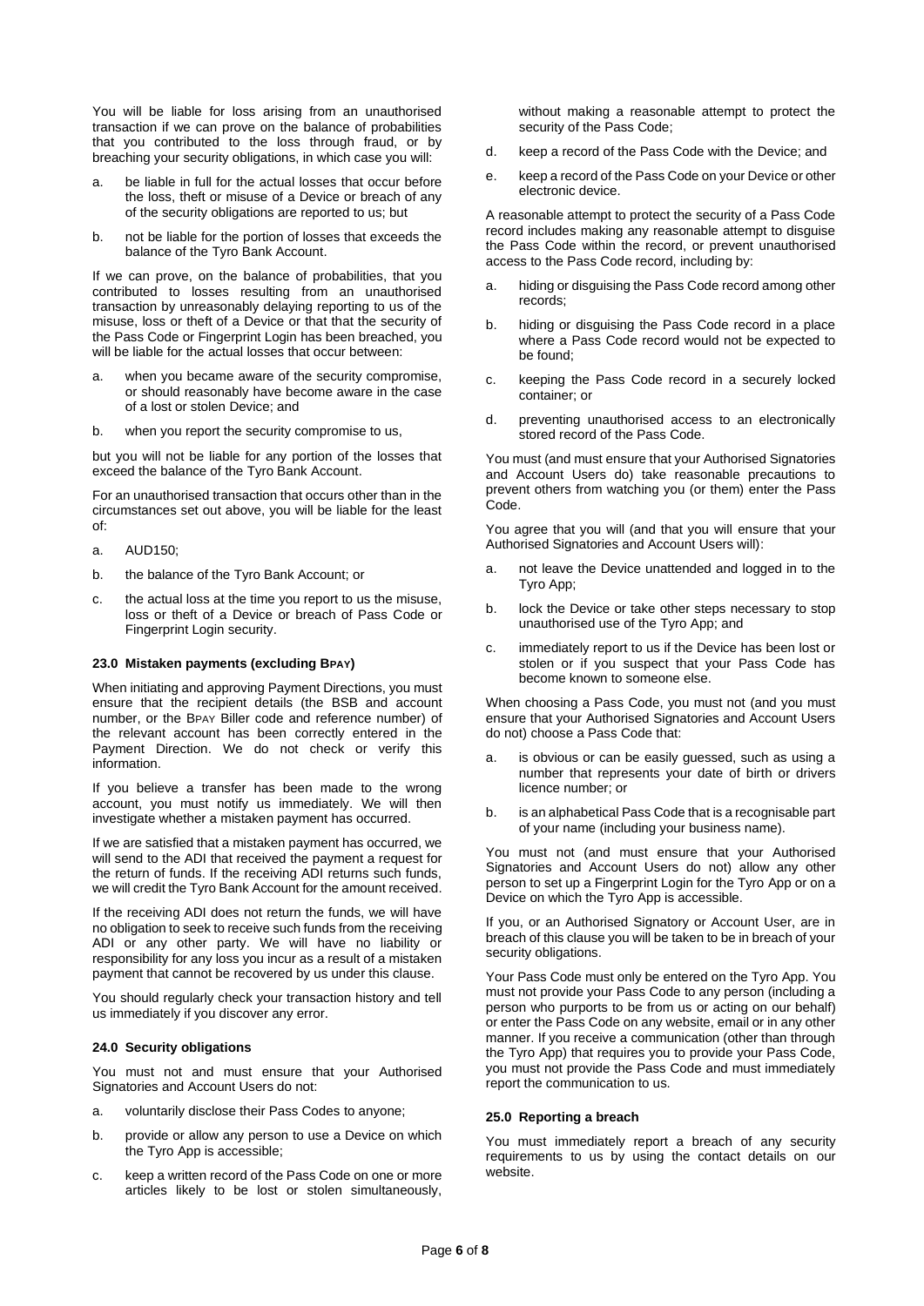You will be liable for loss arising from an unauthorised transaction if we can prove on the balance of probabilities that you contributed to the loss through fraud, or by breaching your security obligations, in which case you will:

a. be liable in full for the actual losses that occur before the loss, theft or misuse of a Device or breach of any of the security obligations are reported to us; but

b. not be liable for the portion of losses that exceeds the balance of the Tyro Bank Account.

If we can prove, on the balance of probabilities, that you contributed to losses resulting from an unauthorised transaction by unreasonably delaying reporting to us of the misuse, loss or theft of a Device or that that the security of the Pass Code or Fingerprint Login has been breached, you will be liable for the actual losses that occur between:

a. when you became aware of the security compromise, or should reasonably have become aware in the case of a lost or stolen Device; and

b. when you report the security compromise to us,

but you will not be liable for any portion of the losses that exceed the balance of the Tyro Bank Account.

For an unauthorised transaction that occurs other than in the circumstances set out above, you will be liable for the least of:

a. AUD150;

b. the balance of the Tyro Bank Account; or

c. the actual loss at the time you report to us the misuse, loss or theft of a Device or breach of Pass Code or Fingerprint Login security.

### 23.0 Mistaken payments (excluding BPAY)

When initiating and approving Payment Directions, you must ensure that the recipient details (the BSB and account number, or the BPAY Biller code and reference number) of the relevant account has been correctly entered in the Payment Direction. We do not check or verify this information.

If you believe a transfer has been made to the wrong account, you must notify us immediately. We will then investigate whether a mistaken payment has occurred.

If we are satisfied that a mistaken payment has occurred, we will send to the ADI that received the payment a request for the return of funds. If the receiving ADI returns such funds, we will credit the Tyro Bank Account for the amount received.

If the receiving ADI does not return the funds, we will have no obligation to seek to receive such funds from the receiving ADI or any other party. We will have no liability or responsibility for any loss you incur as a result of a mistaken payment that cannot be recovered by us under this clause.

You should regularly check your transaction history and tell us immediately if you discover any error.

### 24.0 Security obligations

You must not and must ensure that your Authorised Signatories and Account Users do not:

a. voluntarily disclose their Pass Codes to anyone;

b. provide or allow any person to use a Device on which the Tyro App is accessible;

c. keep a written record of the Pass Code on one or more articles likely to be lost or stolen simultaneously, without making a reasonable attempt to protect the security of the Pass Code;

d. keep a record of the Pass Code with the Device; and

e. keep a record of the Pass Code on your Device or other electronic device.

A reasonable attempt to protect the security of a Pass Code record includes making any reasonable attempt to disguise the Pass Code within the record, or prevent unauthorised access to the Pass Code record, including by:

a. hiding or disguising the Pass Code record among other records;

b. hiding or disguising the Pass Code record in a place where a Pass Code record would not be expected to be found;

c. keeping the Pass Code record in a securely locked container; or

d. preventing unauthorised access to an electronically stored record of the Pass Code.

You must (and must ensure that your Authorised Signatories and Account Users do) take reasonable precautions to prevent others from watching you (or them) enter the Pass Code.

You agree that you will (and that you will ensure that your Authorised Signatories and Account Users will):

a. not leave the Device unattended and logged in to the Tyro App;

b. lock the Device or take other steps necessary to stop unauthorised use of the Tyro App; and

c. immediately report to us if the Device has been lost or stolen or if you suspect that your Pass Code has become known to someone else.

When choosing a Pass Code, you must not (and you must ensure that your Authorised Signatories and Account Users do not) choose a Pass Code that:

a. is obvious or can be easily guessed, such as using a number that represents your date of birth or drivers licence number; or

b. is an alphabetical Pass Code that is a recognisable part of your name (including your business name).

You must not (and must ensure that your Authorised Signatories and Account Users do not) allow any other person to set up a Fingerprint Login for the Tyro App or on a Device on which the Tyro App is accessible.

If you, or an Authorised Signatory or Account User, are in breach of this clause you will be taken to be in breach of your security obligations.

Your Pass Code must only be entered on the Tyro App. You must not provide your Pass Code to any person (including a person who purports to be from us or acting on our behalf) or enter the Pass Code on any website, email or in any other manner. If you receive a communication (other than through the Tyro App) that requires you to provide your Pass Code, you must not provide the Pass Code and must immediately report the communication to us.

### 25.0 Reporting a breach

You must immediately report a breach of any security requirements to us by using the contact details on our website.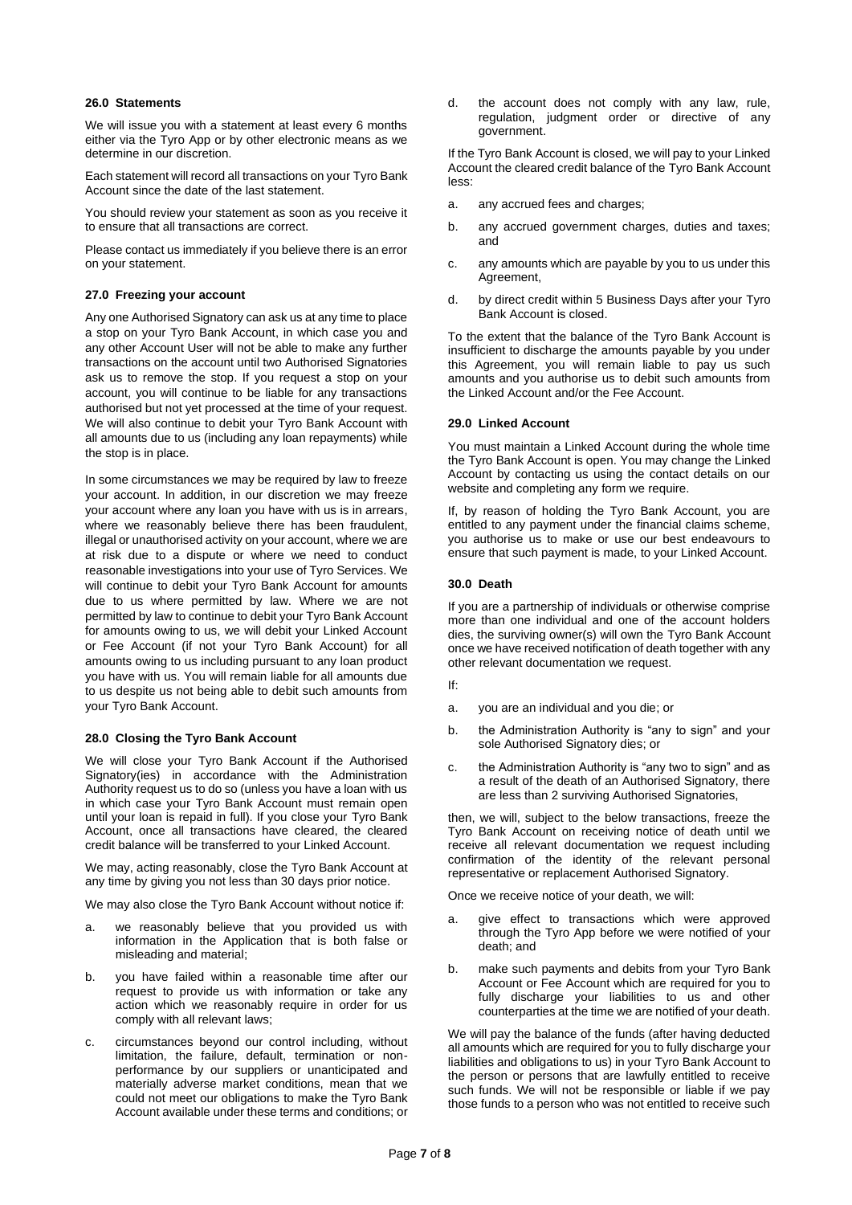### 26.0 Statements

We will issue you with a statement at least every 6 months either via the Tyro App or by other electronic means as we determine in our discretion.

Each statement will record all transactions on your Tyro Bank Account since the date of the last statement.

You should review your statement as soon as you receive it to ensure that all transactions are correct.

Please contact us immediately if you believe there is an error on your statement.

### 27.0 Freezing your account

Any one Authorised Signatory can ask us at any time to place a stop on your Tyro Bank Account, in which case you and any other Account User will not be able to make any further transactions on the account until two Authorised Signatories ask us to remove the stop. If you request a stop on your account, you will continue to be liable for any transactions authorised but not yet processed at the time of your request. We will also continue to debit your Tyro Bank Account with all amounts due to us (including any loan repayments) while the stop is in place.

In some circumstances we may be required by law to freeze your account. In addition, in our discretion we may freeze your account where any loan you have with us is in arrears, where we reasonably believe there has been fraudulent, illegal or unauthorised activity on your account, where we are at risk due to a dispute or where we need to conduct reasonable investigations into your use of Tyro Services. We will continue to debit your Tyro Bank Account for amounts due to us where permitted by law. Where we are not permitted by law to continue to debit your Tyro Bank Account for amounts owing to us, we will debit your Linked Account or Fee Account (if not your Tyro Bank Account) for all amounts owing to us including pursuant to any loan product you have with us. You will remain liable for all amounts due to us despite us not being able to debit such amounts from your Tyro Bank Account.

### 28.0 Closing the Tyro Bank Account

We will close your Tyro Bank Account if the Authorised Signatory(ies) in accordance with the Administration Authority request us to do so (unless you have a loan with us in which case your Tyro Bank Account must remain open until your loan is repaid in full). If you close your Tyro Bank Account, once all transactions have cleared, the cleared credit balance will be transferred to your Linked Account.

We may, acting reasonably, close the Tyro Bank Account at any time by giving you not less than 30 days prior notice.

We may also close the Tyro Bank Account without notice if:

a. we reasonably believe that you provided us with information in the Application that is both false or misleading and material;

b. you have failed within a reasonable time after our request to provide us with information or take any action which we reasonably require in order for us comply with all relevant laws;

c. circumstances beyond our control including, without limitation, the failure, default, termination or non-performance by our suppliers or unanticipated and materially adverse market conditions, mean that we could not meet our obligations to make the Tyro Bank Account available under these terms and conditions; or

d. the account does not comply with any law, rule, regulation, judgment order or directive of any government.

If the Tyro Bank Account is closed, we will pay to your Linked Account the cleared credit balance of the Tyro Bank Account less:

a. any accrued fees and charges;

b. any accrued government charges, duties and taxes; and

c. any amounts which are payable by you to us under this Agreement,

d. by direct credit within 5 Business Days after your Tyro Bank Account is closed.

To the extent that the balance of the Tyro Bank Account is insufficient to discharge the amounts payable by you under this Agreement, you will remain liable to pay us such amounts and you authorise us to debit such amounts from the Linked Account and/or the Fee Account.

### 29.0 Linked Account

You must maintain a Linked Account during the whole time the Tyro Bank Account is open. You may change the Linked Account by contacting us using the contact details on our website and completing any form we require.

If, by reason of holding the Tyro Bank Account, you are entitled to any payment under the financial claims scheme, you authorise us to make or use our best endeavours to ensure that such payment is made, to your Linked Account.

### 30.0 Death

If you are a partnership of individuals or otherwise comprise more than one individual and one of the account holders dies, the surviving owner(s) will own the Tyro Bank Account once we have received notification of death together with any other relevant documentation we request.

If:

a. you are an individual and you die; or

b. the Administration Authority is "any to sign" and your sole Authorised Signatory dies; or

c. the Administration Authority is "any two to sign" and as a result of the death of an Authorised Signatory, there are less than 2 surviving Authorised Signatories,

then, we will, subject to the below transactions, freeze the Tyro Bank Account on receiving notice of death until we receive all relevant documentation we request including confirmation of the identity of the relevant personal representative or replacement Authorised Signatory.

Once we receive notice of your death, we will:

a. give effect to transactions which were approved through the Tyro App before we were notified of your death; and

b. make such payments and debits from your Tyro Bank Account or Fee Account which are required for you to fully discharge your liabilities to us and other counterparties at the time we are notified of your death.

We will pay the balance of the funds (after having deducted all amounts which are required for you to fully discharge your liabilities and obligations to us) in your Tyro Bank Account to the person or persons that are lawfully entitled to receive such funds. We will not be responsible or liable if we pay those funds to a person who was not entitled to receive such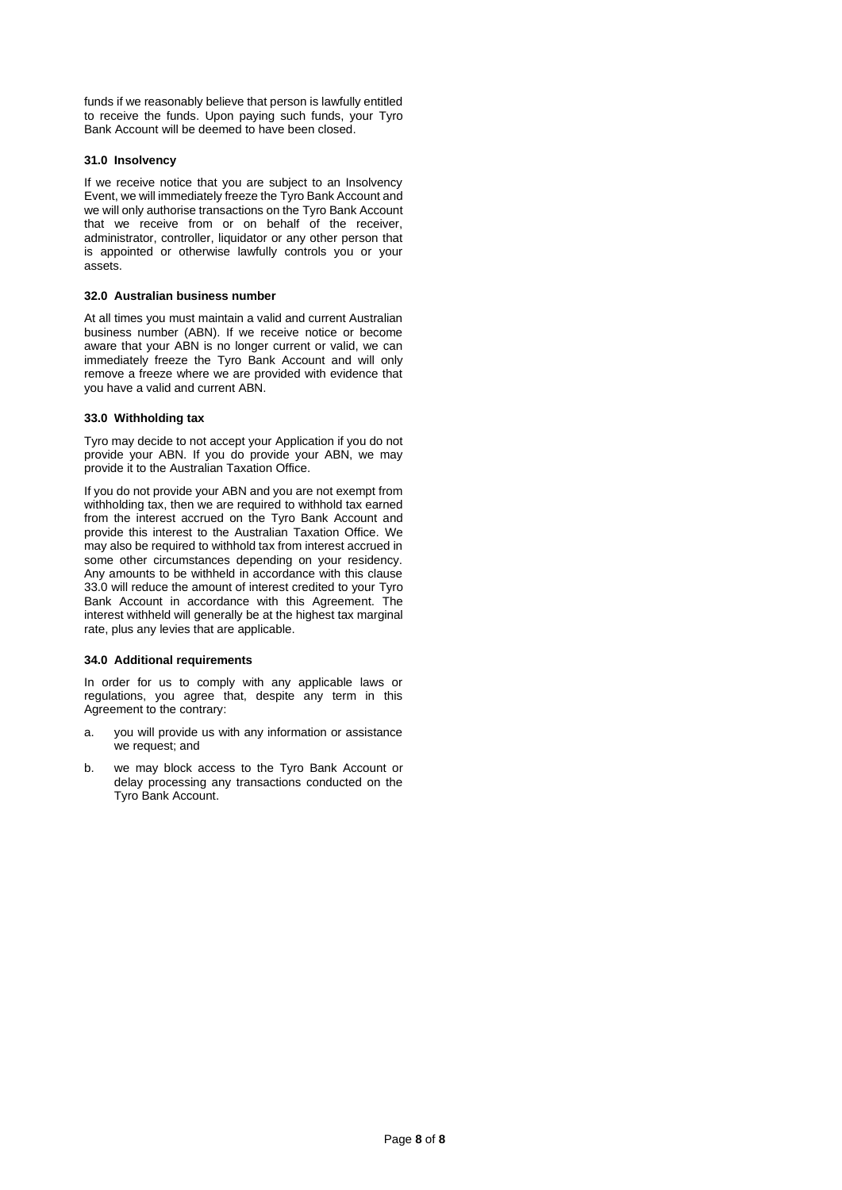funds if we reasonably believe that person is lawfully entitled to receive the funds. Upon paying such funds, your Tyro Bank Account will be deemed to have been closed.

### 31.0 Insolvency

If we receive notice that you are subject to an Insolvency Event, we will immediately freeze the Tyro Bank Account and we will only authorise transactions on the Tyro Bank Account that we receive from or on behalf of the receiver, administrator, controller, liquidator or any other person that is appointed or otherwise lawfully controls you or your assets.

### 32.0 Australian business number

At all times you must maintain a valid and current Australian business number (ABN). If we receive notice or become aware that your ABN is no longer current or valid, we can immediately freeze the Tyro Bank Account and will only remove a freeze where we are provided with evidence that you have a valid and current ABN.

### 33.0 Withholding tax

Tyro may decide to not accept your Application if you do not provide your ABN. If you do provide your ABN, we may provide it to the Australian Taxation Office.

If you do not provide your ABN and you are not exempt from withholding tax, then we are required to withhold tax earned from the interest accrued on the Tyro Bank Account and provide this interest to the Australian Taxation Office. We may also be required to withhold tax from interest accrued in some other circumstances depending on your residency. Any amounts to be withheld in accordance with this clause 33.0 will reduce the amount of interest credited to your Tyro Bank Account in accordance with this Agreement. The interest withheld will generally be at the highest tax marginal rate, plus any levies that are applicable.

### 34.0 Additional requirements

In order for us to comply with any applicable laws or regulations, you agree that, despite any term in this Agreement to the contrary:

a. you will provide us with any information or assistance we request; and

b. we may block access to the Tyro Bank Account or delay processing any transactions conducted on the Tyro Bank Account.